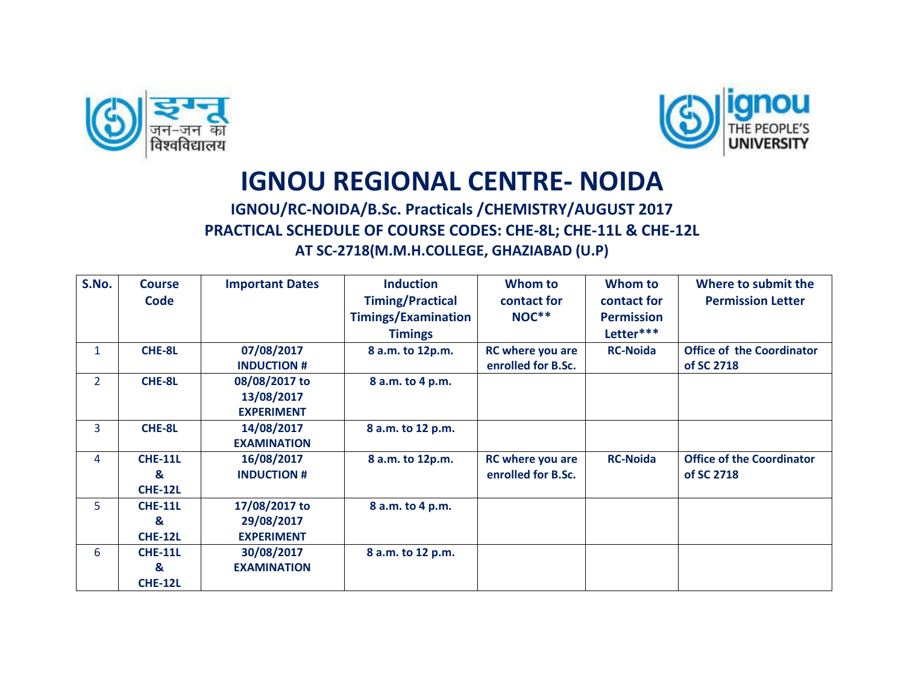# IGNOU REGIONAL CENTRE- NOIDA

### IGNOU/RC-NOIDA/B.Sc. Practicals /CHEMISTRY/AUGUST 2017
### PRACTICAL SCHEDULE OF COURSE CODES: CHE-8L; CHE-11L & CHE-12L
### AT SC-2718(M.M.H.COLLEGE, GHAZIABAD (U.P)

| S.No. | Course Code | Important Dates | Induction Timing/Practical Timings/Examination Timings | Whom to contact for NOC** | Whom to contact for Permission Letter*** | Where to submit the Permission Letter |
|---|---|---|---|---|---|---|
| 1 | **CHE-8L** | **07/08/2017 INDUCTION #** | **8 a.m. to 12p.m.** | **RC where you are enrolled for B.Sc.** | **RC-Noida** | **Office of the Coordinator of SC 2718** |
| 2 | **CHE-8L** | **08/08/2017 to 13/08/2017 EXPERIMENT** | **8 a.m. to 4 p.m.** | | | |
| 3 | **CHE-8L** | **14/08/2017 EXAMINATION** | **8 a.m. to 12 p.m.** | | | |
| 4 | **CHE-11L & CHE-12L** | **16/08/2017 INDUCTION #** | **8 a.m. to 12p.m.** | **RC where you are enrolled for B.Sc.** | **RC-Noida** | **Office of the Coordinator of SC 2718** |
| 5 | **CHE-11L & CHE-12L** | **17/08/2017 to 29/08/2017 EXPERIMENT** | **8 a.m. to 4 p.m.** | | | |
| 6 | **CHE-11L & CHE-12L** | **30/08/2017 EXAMINATION** | **8 a.m. to 12 p.m.** | | | |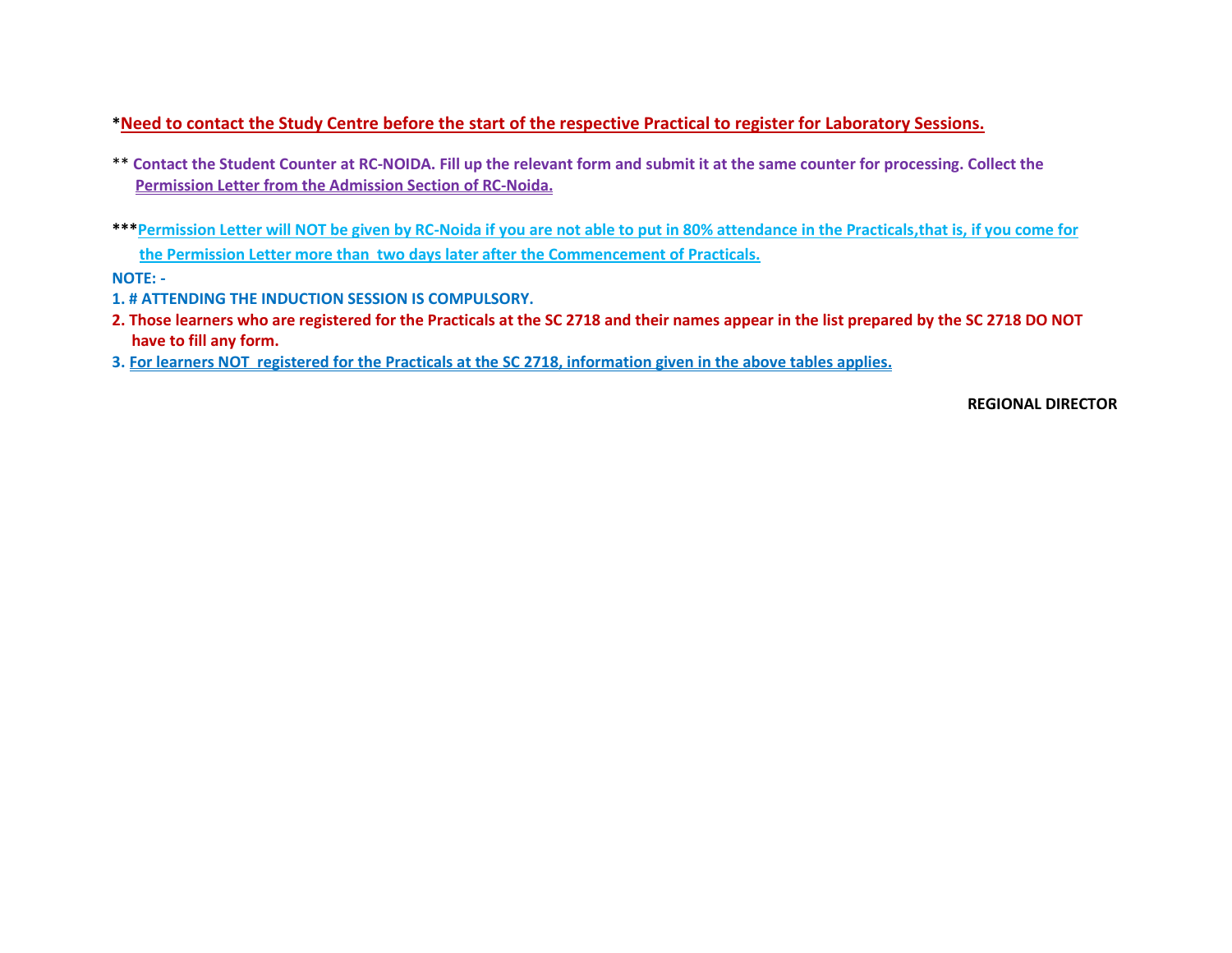***Need to contact the Study Centre before the start of the respective Practical to register for Laboratory Sessions.**

** **Contact the Student Counter at RC-NOIDA. Fill up the relevant form and submit it at the same counter for processing. Collect the Permission Letter from the Admission Section of RC-Noida.**

*****Permission Letter will NOT be given by RC-Noida if you are not able to put in 80% attendance in the Practicals,that is, if you come for the Permission Letter more than two days later after the Commencement of Practicals.**

**NOTE: -**

1. **# ATTENDING THE INDUCTION SESSION IS COMPULSORY.**
2. **Those learners who are registered for the Practicals at the SC 2718 and their names appear in the list prepared by the SC 2718 DO NOT have to fill any form.**
3. **For learners NOT registered for the Practicals at the SC 2718, information given in the above tables applies.**

**REGIONAL DIRECTOR**